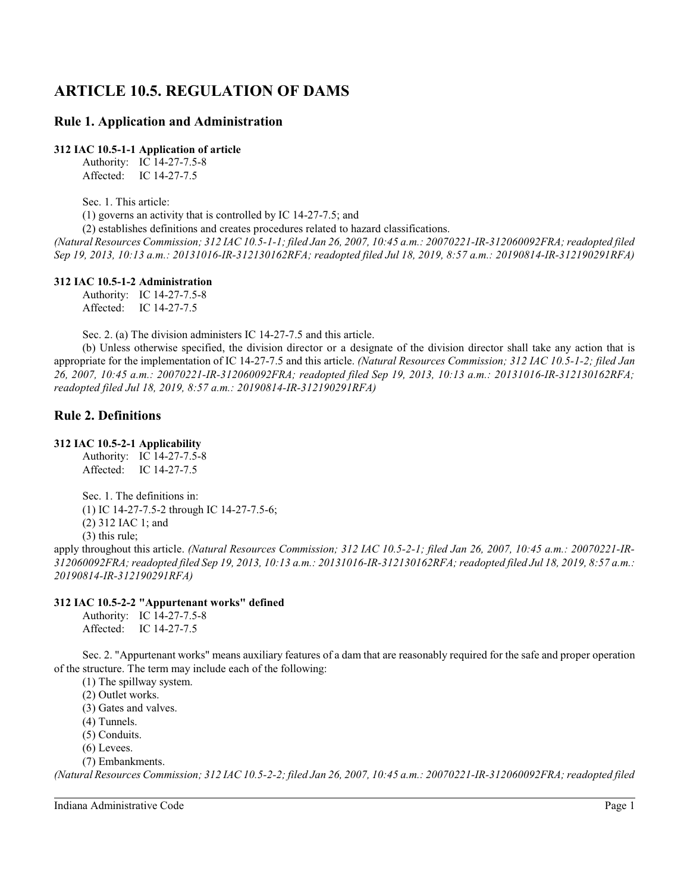# ARTICLE 10.5. REGULATION OF DAMS

## Rule 1. Application and Administration

### 312 IAC 10.5-1-1 Application of article

Authority: IC 14-27-7.5-8
Affected: IC 14-27-7.5

Sec. 1. This article:

(1) governs an activity that is controlled by IC 14-27-7.5; and

(2) establishes definitions and creates procedures related to hazard classifications.

*(Natural Resources Commission; 312 IAC 10.5-1-1; filed Jan 26, 2007, 10:45 a.m.: 20070221-IR-312060092FRA; readopted filed Sep 19, 2013, 10:13 a.m.: 20131016-IR-312130162RFA; readopted filed Jul 18, 2019, 8:57 a.m.: 20190814-IR-312190291RFA)*

### 312 IAC 10.5-1-2 Administration

Authority: IC 14-27-7.5-8
Affected: IC 14-27-7.5

Sec. 2. (a) The division administers IC 14-27-7.5 and this article.

(b) Unless otherwise specified, the division director or a designate of the division director shall take any action that is appropriate for the implementation of IC 14-27-7.5 and this article. *(Natural Resources Commission; 312 IAC 10.5-1-2; filed Jan 26, 2007, 10:45 a.m.: 20070221-IR-312060092FRA; readopted filed Sep 19, 2013, 10:13 a.m.: 20131016-IR-312130162RFA; readopted filed Jul 18, 2019, 8:57 a.m.: 20190814-IR-312190291RFA)*

## Rule 2. Definitions

### 312 IAC 10.5-2-1 Applicability

Authority: IC 14-27-7.5-8
Affected: IC 14-27-7.5

Sec. 1. The definitions in:

(1) IC 14-27-7.5-2 through IC 14-27-7.5-6;

(2) 312 IAC 1; and

(3) this rule;

apply throughout this article. *(Natural Resources Commission; 312 IAC 10.5-2-1; filed Jan 26, 2007, 10:45 a.m.: 20070221-IR-312060092FRA; readopted filed Sep 19, 2013, 10:13 a.m.: 20131016-IR-312130162RFA; readopted filed Jul 18, 2019, 8:57 a.m.: 20190814-IR-312190291RFA)*

### 312 IAC 10.5-2-2 "Appurtenant works" defined

Authority: IC 14-27-7.5-8
Affected: IC 14-27-7.5

Sec. 2. "Appurtenant works" means auxiliary features of a dam that are reasonably required for the safe and proper operation of the structure. The term may include each of the following:

(1) The spillway system.

(2) Outlet works.

(3) Gates and valves.

(4) Tunnels.

(5) Conduits.

(6) Levees.

(7) Embankments.

*(Natural Resources Commission; 312 IAC 10.5-2-2; filed Jan 26, 2007, 10:45 a.m.: 20070221-IR-312060092FRA; readopted filed*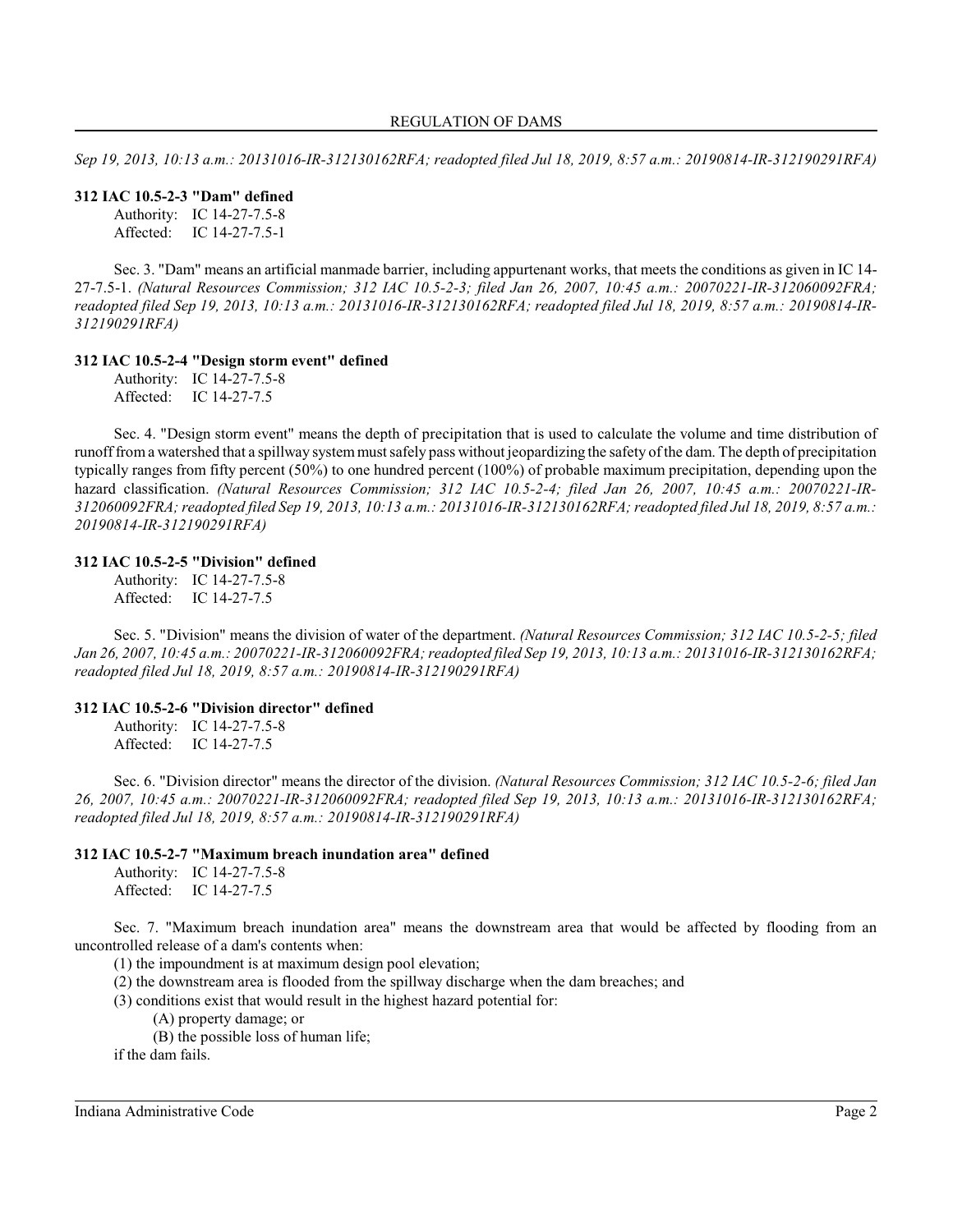*Sep 19, 2013, 10:13 a.m.: 20131016-IR-312130162RFA; readopted filed Jul 18, 2019, 8:57 a.m.: 20190814-IR-312190291RFA)*

**312 IAC 10.5-2-3 "Dam" defined**

Authority: IC 14-27-7.5-8
Affected: IC 14-27-7.5-1

Sec. 3. "Dam" means an artificial manmade barrier, including appurtenant works, that meets the conditions as given in IC 14-27-7.5-1. *(Natural Resources Commission; 312 IAC 10.5-2-3; filed Jan 26, 2007, 10:45 a.m.: 20070221-IR-312060092FRA; readopted filed Sep 19, 2013, 10:13 a.m.: 20131016-IR-312130162RFA; readopted filed Jul 18, 2019, 8:57 a.m.: 20190814-IR-312190291RFA)*

**312 IAC 10.5-2-4 "Design storm event" defined**

Authority: IC 14-27-7.5-8
Affected: IC 14-27-7.5

Sec. 4. "Design storm event" means the depth of precipitation that is used to calculate the volume and time distribution of runoff from a watershed that a spillway system must safely pass without jeopardizing the safety of the dam. The depth of precipitation typically ranges from fifty percent (50%) to one hundred percent (100%) of probable maximum precipitation, depending upon the hazard classification. *(Natural Resources Commission; 312 IAC 10.5-2-4; filed Jan 26, 2007, 10:45 a.m.: 20070221-IR-312060092FRA; readopted filed Sep 19, 2013, 10:13 a.m.: 20131016-IR-312130162RFA; readopted filed Jul 18, 2019, 8:57 a.m.: 20190814-IR-312190291RFA)*

**312 IAC 10.5-2-5 "Division" defined**

Authority: IC 14-27-7.5-8
Affected: IC 14-27-7.5

Sec. 5. "Division" means the division of water of the department. *(Natural Resources Commission; 312 IAC 10.5-2-5; filed Jan 26, 2007, 10:45 a.m.: 20070221-IR-312060092FRA; readopted filed Sep 19, 2013, 10:13 a.m.: 20131016-IR-312130162RFA; readopted filed Jul 18, 2019, 8:57 a.m.: 20190814-IR-312190291RFA)*

**312 IAC 10.5-2-6 "Division director" defined**

Authority: IC 14-27-7.5-8
Affected: IC 14-27-7.5

Sec. 6. "Division director" means the director of the division. *(Natural Resources Commission; 312 IAC 10.5-2-6; filed Jan 26, 2007, 10:45 a.m.: 20070221-IR-312060092FRA; readopted filed Sep 19, 2013, 10:13 a.m.: 20131016-IR-312130162RFA; readopted filed Jul 18, 2019, 8:57 a.m.: 20190814-IR-312190291RFA)*

**312 IAC 10.5-2-7 "Maximum breach inundation area" defined**

Authority: IC 14-27-7.5-8
Affected: IC 14-27-7.5

Sec. 7. "Maximum breach inundation area" means the downstream area that would be affected by flooding from an uncontrolled release of a dam's contents when:

(1) the impoundment is at maximum design pool elevation;
(2) the downstream area is flooded from the spillway discharge when the dam breaches; and
(3) conditions exist that would result in the highest hazard potential for:
  (A) property damage; or
  (B) the possible loss of human life;

if the dam fails.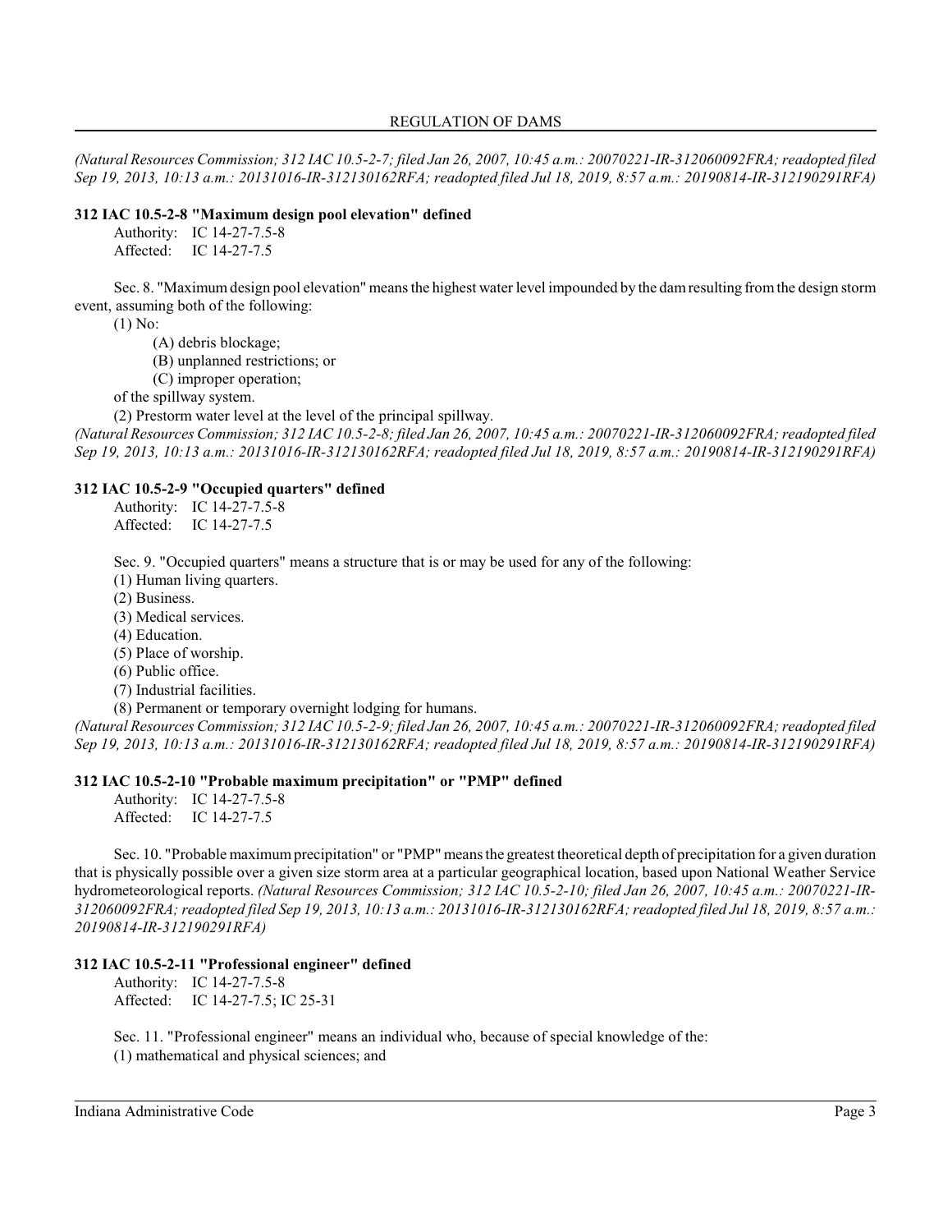*(Natural Resources Commission; 312 IAC 10.5-2-7; filed Jan 26, 2007, 10:45 a.m.: 20070221-IR-312060092FRA; readopted filed Sep 19, 2013, 10:13 a.m.: 20131016-IR-312130162RFA; readopted filed Jul 18, 2019, 8:57 a.m.: 20190814-IR-312190291RFA)*

**312 IAC 10.5-2-8 "Maximum design pool elevation" defined**

Authority: IC 14-27-7.5-8
Affected: IC 14-27-7.5

Sec. 8. "Maximum design pool elevation" means the highest water level impounded by the dam resulting from the design storm event, assuming both of the following:

(1) No:

(A) debris blockage;
(B) unplanned restrictions; or
(C) improper operation;

of the spillway system.

(2) Prestorm water level at the level of the principal spillway.

*(Natural Resources Commission; 312 IAC 10.5-2-8; filed Jan 26, 2007, 10:45 a.m.: 20070221-IR-312060092FRA; readopted filed Sep 19, 2013, 10:13 a.m.: 20131016-IR-312130162RFA; readopted filed Jul 18, 2019, 8:57 a.m.: 20190814-IR-312190291RFA)*

**312 IAC 10.5-2-9 "Occupied quarters" defined**

Authority: IC 14-27-7.5-8
Affected: IC 14-27-7.5

Sec. 9. "Occupied quarters" means a structure that is or may be used for any of the following:

(1) Human living quarters.
(2) Business.
(3) Medical services.
(4) Education.
(5) Place of worship.
(6) Public office.
(7) Industrial facilities.
(8) Permanent or temporary overnight lodging for humans.

*(Natural Resources Commission; 312 IAC 10.5-2-9; filed Jan 26, 2007, 10:45 a.m.: 20070221-IR-312060092FRA; readopted filed Sep 19, 2013, 10:13 a.m.: 20131016-IR-312130162RFA; readopted filed Jul 18, 2019, 8:57 a.m.: 20190814-IR-312190291RFA)*

**312 IAC 10.5-2-10 "Probable maximum precipitation" or "PMP" defined**

Authority: IC 14-27-7.5-8
Affected: IC 14-27-7.5

Sec. 10. "Probable maximum precipitation" or "PMP" means the greatest theoretical depth of precipitation for a given duration that is physically possible over a given size storm area at a particular geographical location, based upon National Weather Service hydrometeorological reports. *(Natural Resources Commission; 312 IAC 10.5-2-10; filed Jan 26, 2007, 10:45 a.m.: 20070221-IR-312060092FRA; readopted filed Sep 19, 2013, 10:13 a.m.: 20131016-IR-312130162RFA; readopted filed Jul 18, 2019, 8:57 a.m.: 20190814-IR-312190291RFA)*

**312 IAC 10.5-2-11 "Professional engineer" defined**

Authority: IC 14-27-7.5-8
Affected: IC 14-27-7.5; IC 25-31

Sec. 11. "Professional engineer" means an individual who, because of special knowledge of the:

(1) mathematical and physical sciences; and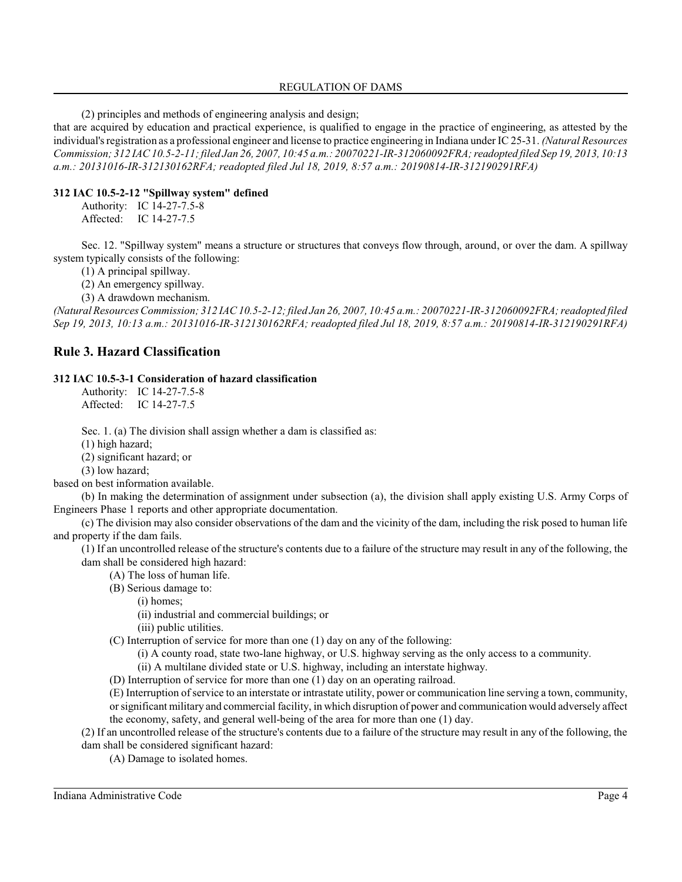(2) principles and methods of engineering analysis and design;

that are acquired by education and practical experience, is qualified to engage in the practice of engineering, as attested by the individual's registration as a professional engineer and license to practice engineering in Indiana under IC 25-31. *(Natural Resources Commission; 312 IAC 10.5-2-11; filed Jan 26, 2007, 10:45 a.m.: 20070221-IR-312060092FRA; readopted filed Sep 19, 2013, 10:13 a.m.: 20131016-IR-312130162RFA; readopted filed Jul 18, 2019, 8:57 a.m.: 20190814-IR-312190291RFA)*

**312 IAC 10.5-2-12 "Spillway system" defined**

Authority: IC 14-27-7.5-8
Affected: IC 14-27-7.5

Sec. 12. "Spillway system" means a structure or structures that conveys flow through, around, or over the dam. A spillway system typically consists of the following:

(1) A principal spillway.
(2) An emergency spillway.
(3) A drawdown mechanism.

*(Natural Resources Commission; 312 IAC 10.5-2-12; filed Jan 26, 2007, 10:45 a.m.: 20070221-IR-312060092FRA; readopted filed Sep 19, 2013, 10:13 a.m.: 20131016-IR-312130162RFA; readopted filed Jul 18, 2019, 8:57 a.m.: 20190814-IR-312190291RFA)*

## Rule 3. Hazard Classification

**312 IAC 10.5-3-1 Consideration of hazard classification**

Authority: IC 14-27-7.5-8
Affected: IC 14-27-7.5

Sec. 1. (a) The division shall assign whether a dam is classified as:

(1) high hazard;
(2) significant hazard; or
(3) low hazard;

based on best information available.

(b) In making the determination of assignment under subsection (a), the division shall apply existing U.S. Army Corps of Engineers Phase 1 reports and other appropriate documentation.

(c) The division may also consider observations of the dam and the vicinity of the dam, including the risk posed to human life and property if the dam fails.

(1) If an uncontrolled release of the structure's contents due to a failure of the structure may result in any of the following, the dam shall be considered high hazard:

(A) The loss of human life.
(B) Serious damage to:
(i) homes;
(ii) industrial and commercial buildings; or
(iii) public utilities.
(C) Interruption of service for more than one (1) day on any of the following:
(i) A county road, state two-lane highway, or U.S. highway serving as the only access to a community.
(ii) A multilane divided state or U.S. highway, including an interstate highway.
(D) Interruption of service for more than one (1) day on an operating railroad.
(E) Interruption of service to an interstate or intrastate utility, power or communication line serving a town, community, or significant military and commercial facility, in which disruption of power and communication would adversely affect the economy, safety, and general well-being of the area for more than one (1) day.

(2) If an uncontrolled release of the structure's contents due to a failure of the structure may result in any of the following, the dam shall be considered significant hazard:

(A) Damage to isolated homes.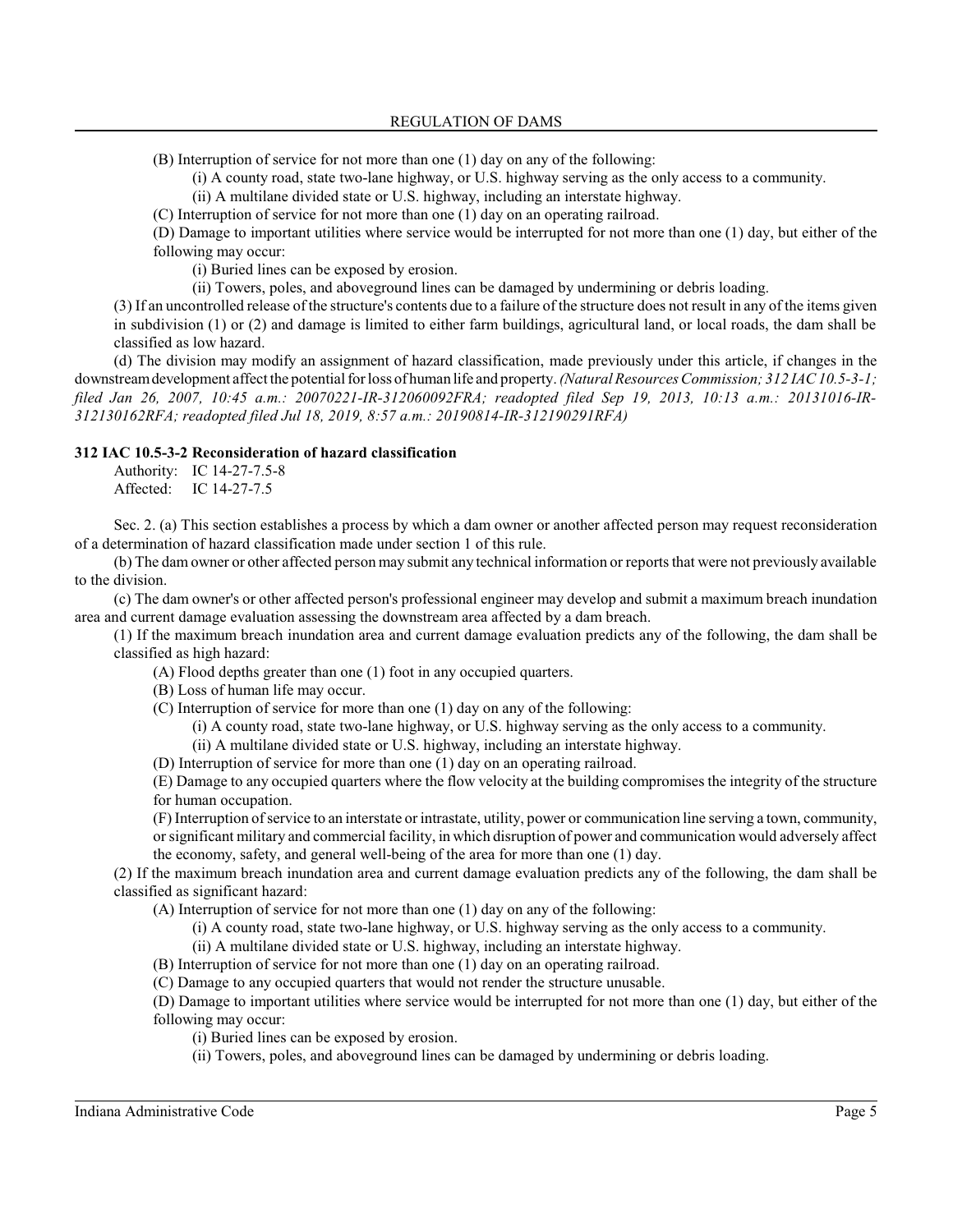(B) Interruption of service for not more than one (1) day on any of the following:

(i) A county road, state two-lane highway, or U.S. highway serving as the only access to a community.

(ii) A multilane divided state or U.S. highway, including an interstate highway.

(C) Interruption of service for not more than one (1) day on an operating railroad.

(D) Damage to important utilities where service would be interrupted for not more than one (1) day, but either of the following may occur:

(i) Buried lines can be exposed by erosion.

(ii) Towers, poles, and aboveground lines can be damaged by undermining or debris loading.

(3) If an uncontrolled release of the structure's contents due to a failure of the structure does not result in any of the items given in subdivision (1) or (2) and damage is limited to either farm buildings, agricultural land, or local roads, the dam shall be classified as low hazard.

(d) The division may modify an assignment of hazard classification, made previously under this article, if changes in the downstream development affect the potential for loss of human life and property. *(Natural Resources Commission; 312 IAC 10.5-3-1; filed Jan 26, 2007, 10:45 a.m.: 20070221-IR-312060092FRA; readopted filed Sep 19, 2013, 10:13 a.m.: 20131016-IR-312130162RFA; readopted filed Jul 18, 2019, 8:57 a.m.: 20190814-IR-312190291RFA)*

**312 IAC 10.5-3-2 Reconsideration of hazard classification**

Authority: IC 14-27-7.5-8
Affected: IC 14-27-7.5

Sec. 2. (a) This section establishes a process by which a dam owner or another affected person may request reconsideration of a determination of hazard classification made under section 1 of this rule.

(b) The dam owner or other affected person may submit any technical information or reports that were not previously available to the division.

(c) The dam owner's or other affected person's professional engineer may develop and submit a maximum breach inundation area and current damage evaluation assessing the downstream area affected by a dam breach.

(1) If the maximum breach inundation area and current damage evaluation predicts any of the following, the dam shall be classified as high hazard:

(A) Flood depths greater than one (1) foot in any occupied quarters.

(B) Loss of human life may occur.

(C) Interruption of service for more than one (1) day on any of the following:

(i) A county road, state two-lane highway, or U.S. highway serving as the only access to a community.

(ii) A multilane divided state or U.S. highway, including an interstate highway.

(D) Interruption of service for more than one (1) day on an operating railroad.

(E) Damage to any occupied quarters where the flow velocity at the building compromises the integrity of the structure for human occupation.

(F) Interruption of service to an interstate or intrastate, utility, power or communication line serving a town, community, or significant military and commercial facility, in which disruption of power and communication would adversely affect the economy, safety, and general well-being of the area for more than one (1) day.

(2) If the maximum breach inundation area and current damage evaluation predicts any of the following, the dam shall be classified as significant hazard:

(A) Interruption of service for not more than one (1) day on any of the following:

(i) A county road, state two-lane highway, or U.S. highway serving as the only access to a community.

(ii) A multilane divided state or U.S. highway, including an interstate highway.

(B) Interruption of service for not more than one (1) day on an operating railroad.

(C) Damage to any occupied quarters that would not render the structure unusable.

(D) Damage to important utilities where service would be interrupted for not more than one (1) day, but either of the following may occur:

(i) Buried lines can be exposed by erosion.

(ii) Towers, poles, and aboveground lines can be damaged by undermining or debris loading.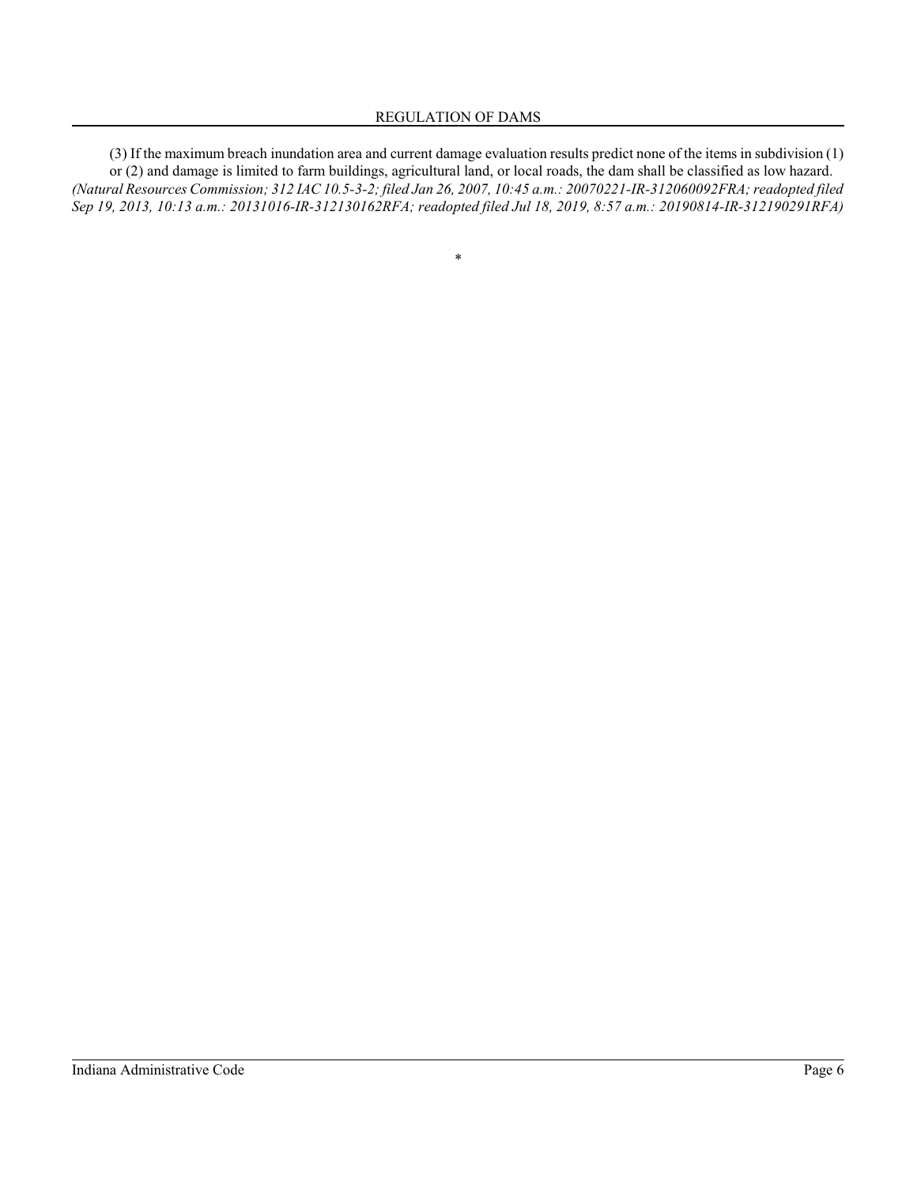(3) If the maximum breach inundation area and current damage evaluation results predict none of the items in subdivision (1) or (2) and damage is limited to farm buildings, agricultural land, or local roads, the dam shall be classified as low hazard.

*(Natural Resources Commission; 312 IAC 10.5-3-2; filed Jan 26, 2007, 10:45 a.m.: 20070221-IR-312060092FRA; readopted filed Sep 19, 2013, 10:13 a.m.: 20131016-IR-312130162RFA; readopted filed Jul 18, 2019, 8:57 a.m.: 20190814-IR-312190291RFA)*

*